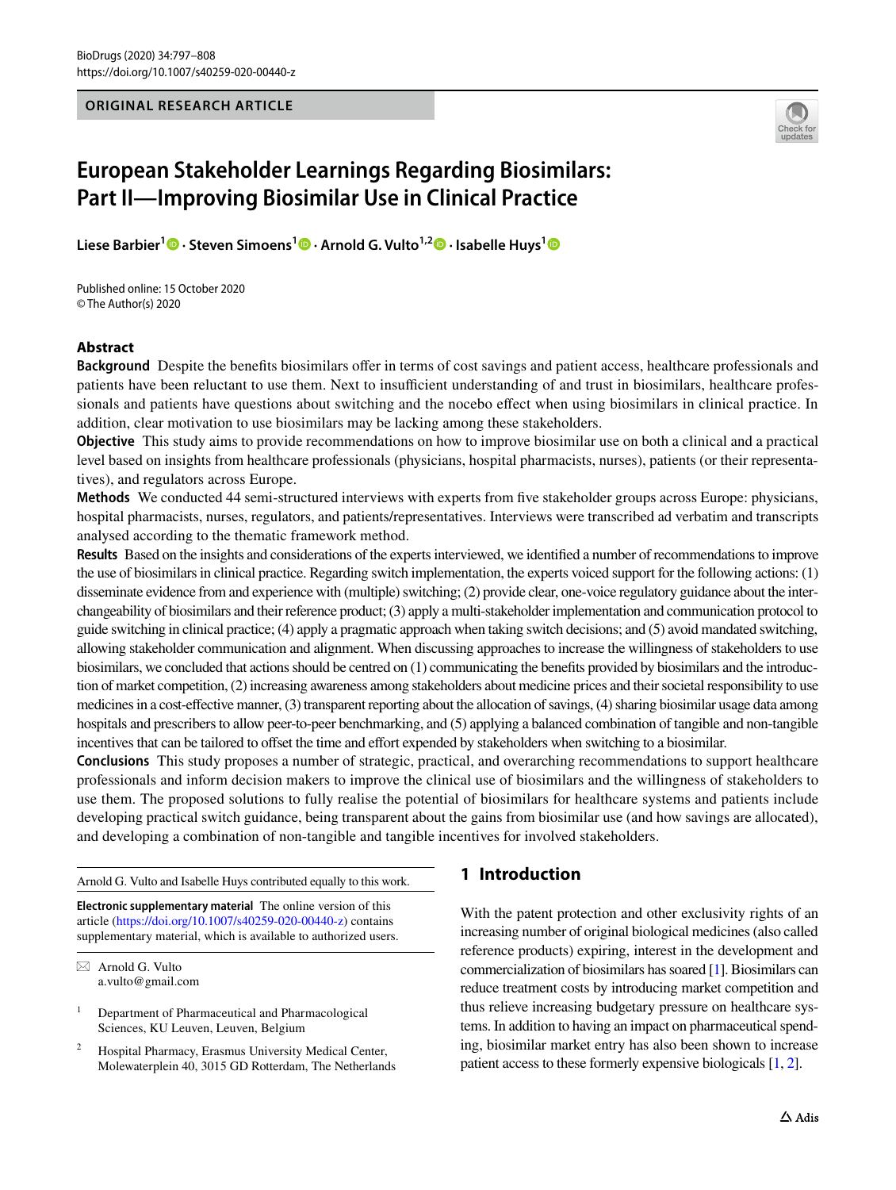ORIGINAL RESEARCH ARTICLE

# European Stakeholder Learnings Regarding Biosimilars: Part II—Improving Biosimilar Use in Clinical Practice

**Liese Barbier[1] · Steven Simoens[1] · Arnold G. Vulto[1,2] · Isabelle Huys[1]**

Published online: 15 October 2020
© The Author(s) 2020

## Abstract

**Background** Despite the benefits biosimilars offer in terms of cost savings and patient access, healthcare professionals and patients have been reluctant to use them. Next to insufficient understanding of and trust in biosimilars, healthcare professionals and patients have questions about switching and the nocebo effect when using biosimilars in clinical practice. In addition, clear motivation to use biosimilars may be lacking among these stakeholders.

**Objective** This study aims to provide recommendations on how to improve biosimilar use on both a clinical and a practical level based on insights from healthcare professionals (physicians, hospital pharmacists, nurses), patients (or their representatives), and regulators across Europe.

**Methods** We conducted 44 semi-structured interviews with experts from five stakeholder groups across Europe: physicians, hospital pharmacists, nurses, regulators, and patients/representatives. Interviews were transcribed ad verbatim and transcripts analysed according to the thematic framework method.

**Results** Based on the insights and considerations of the experts interviewed, we identified a number of recommendations to improve the use of biosimilars in clinical practice. Regarding switch implementation, the experts voiced support for the following actions: (1) disseminate evidence from and experience with (multiple) switching; (2) provide clear, one-voice regulatory guidance about the interchangeability of biosimilars and their reference product; (3) apply a multi-stakeholder implementation and communication protocol to guide switching in clinical practice; (4) apply a pragmatic approach when taking switch decisions; and (5) avoid mandated switching, allowing stakeholder communication and alignment. When discussing approaches to increase the willingness of stakeholders to use biosimilars, we concluded that actions should be centred on (1) communicating the benefits provided by biosimilars and the introduction of market competition, (2) increasing awareness among stakeholders about medicine prices and their societal responsibility to use medicines in a cost-effective manner, (3) transparent reporting about the allocation of savings, (4) sharing biosimilar usage data among hospitals and prescribers to allow peer-to-peer benchmarking, and (5) applying a balanced combination of tangible and non-tangible incentives that can be tailored to offset the time and effort expended by stakeholders when switching to a biosimilar.

**Conclusions** This study proposes a number of strategic, practical, and overarching recommendations to support healthcare professionals and inform decision makers to improve the clinical use of biosimilars and the willingness of stakeholders to use them. The proposed solutions to fully realise the potential of biosimilars for healthcare systems and patients include developing practical switch guidance, being transparent about the gains from biosimilar use (and how savings are allocated), and developing a combination of non-tangible and tangible incentives for involved stakeholders.

---

Arnold G. Vulto and Isabelle Huys contributed equally to this work.

**Electronic supplementary material** The online version of this article (https://doi.org/10.1007/s40259-020-00440-z) contains supplementary material, which is available to authorized users.

✉ Arnold G. Vulto
a.vulto@gmail.com

[1] Department of Pharmaceutical and Pharmacological Sciences, KU Leuven, Leuven, Belgium

[2] Hospital Pharmacy, Erasmus University Medical Center, Molewaterplein 40, 3015 GD Rotterdam, The Netherlands

## 1 Introduction

With the patent protection and other exclusivity rights of an increasing number of original biological medicines (also called reference products) expiring, interest in the development and commercialization of biosimilars has soared [1]. Biosimilars can reduce treatment costs by introducing market competition and thus relieve increasing budgetary pressure on healthcare systems. In addition to having an impact on pharmaceutical spending, biosimilar market entry has also been shown to increase patient access to these formerly expensive biologicals [1, 2].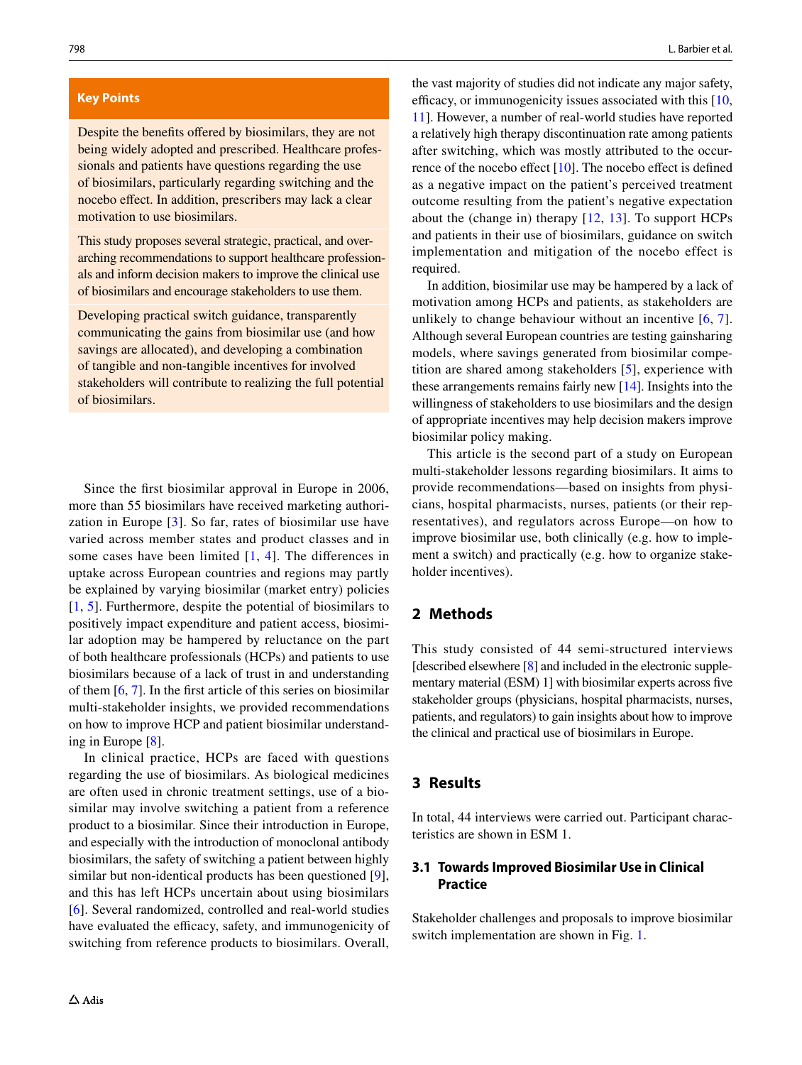**Key Points**

Despite the benefits offered by biosimilars, they are not being widely adopted and prescribed. Healthcare professionals and patients have questions regarding the use of biosimilars, particularly regarding switching and the nocebo effect. In addition, prescribers may lack a clear motivation to use biosimilars.

This study proposes several strategic, practical, and overarching recommendations to support healthcare professionals and inform decision makers to improve the clinical use of biosimilars and encourage stakeholders to use them.

Developing practical switch guidance, transparently communicating the gains from biosimilar use (and how savings are allocated), and developing a combination of tangible and non-tangible incentives for involved stakeholders will contribute to realizing the full potential of biosimilars.

Since the first biosimilar approval in Europe in 2006, more than 55 biosimilars have received marketing authorization in Europe [3]. So far, rates of biosimilar use have varied across member states and product classes and in some cases have been limited [1, 4]. The differences in uptake across European countries and regions may partly be explained by varying biosimilar (market entry) policies [1, 5]. Furthermore, despite the potential of biosimilars to positively impact expenditure and patient access, biosimilar adoption may be hampered by reluctance on the part of both healthcare professionals (HCPs) and patients to use biosimilars because of a lack of trust in and understanding of them [6, 7]. In the first article of this series on biosimilar multi-stakeholder insights, we provided recommendations on how to improve HCP and patient biosimilar understanding in Europe [8].

In clinical practice, HCPs are faced with questions regarding the use of biosimilars. As biological medicines are often used in chronic treatment settings, use of a biosimilar may involve switching a patient from a reference product to a biosimilar. Since their introduction in Europe, and especially with the introduction of monoclonal antibody biosimilars, the safety of switching a patient between highly similar but non-identical products has been questioned [9], and this has left HCPs uncertain about using biosimilars [6]. Several randomized, controlled and real-world studies have evaluated the efficacy, safety, and immunogenicity of switching from reference products to biosimilars. Overall, the vast majority of studies did not indicate any major safety, efficacy, or immunogenicity issues associated with this [10, 11]. However, a number of real-world studies have reported a relatively high therapy discontinuation rate among patients after switching, which was mostly attributed to the occurrence of the nocebo effect [10]. The nocebo effect is defined as a negative impact on the patient's perceived treatment outcome resulting from the patient's negative expectation about the (change in) therapy [12, 13]. To support HCPs and patients in their use of biosimilars, guidance on switch implementation and mitigation of the nocebo effect is required.

In addition, biosimilar use may be hampered by a lack of motivation among HCPs and patients, as stakeholders are unlikely to change behaviour without an incentive [6, 7]. Although several European countries are testing gainsharing models, where savings generated from biosimilar competition are shared among stakeholders [5], experience with these arrangements remains fairly new [14]. Insights into the willingness of stakeholders to use biosimilars and the design of appropriate incentives may help decision makers improve biosimilar policy making.

This article is the second part of a study on European multi-stakeholder lessons regarding biosimilars. It aims to provide recommendations—based on insights from physicians, hospital pharmacists, nurses, patients (or their representatives), and regulators across Europe—on how to improve biosimilar use, both clinically (e.g. how to implement a switch) and practically (e.g. how to organize stakeholder incentives).

## 2 Methods

This study consisted of 44 semi-structured interviews [described elsewhere [8] and included in the electronic supplementary material (ESM) 1] with biosimilar experts across five stakeholder groups (physicians, hospital pharmacists, nurses, patients, and regulators) to gain insights about how to improve the clinical and practical use of biosimilars in Europe.

## 3 Results

In total, 44 interviews were carried out. Participant characteristics are shown in ESM 1.

### 3.1 Towards Improved Biosimilar Use in Clinical Practice

Stakeholder challenges and proposals to improve biosimilar switch implementation are shown in Fig. 1.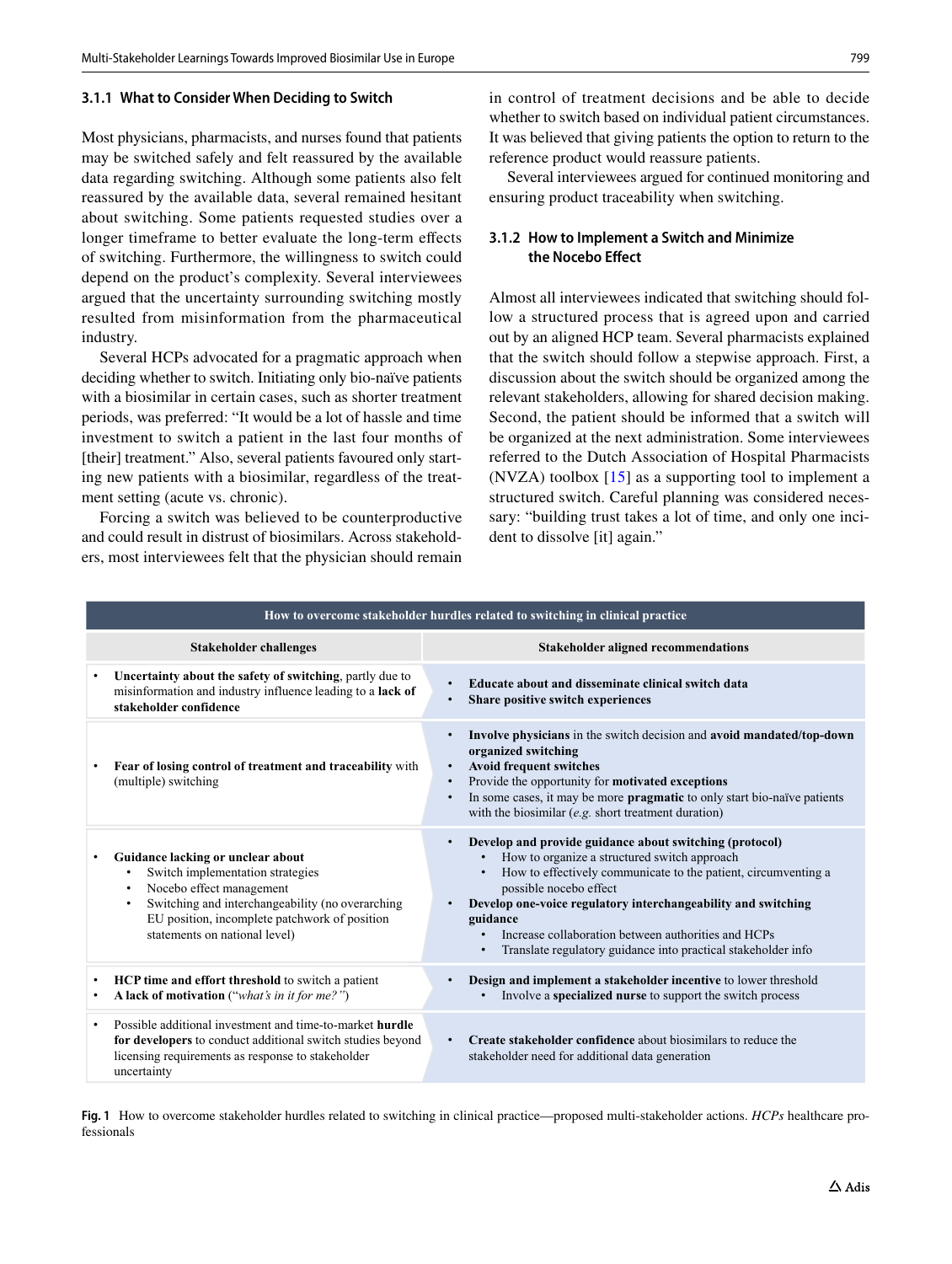### 3.1.1 What to Consider When Deciding to Switch

Most physicians, pharmacists, and nurses found that patients may be switched safely and felt reassured by the available data regarding switching. Although some patients also felt reassured by the available data, several remained hesitant about switching. Some patients requested studies over a longer timeframe to better evaluate the long-term effects of switching. Furthermore, the willingness to switch could depend on the product's complexity. Several interviewees argued that the uncertainty surrounding switching mostly resulted from misinformation from the pharmaceutical industry.

Several HCPs advocated for a pragmatic approach when deciding whether to switch. Initiating only bio-naïve patients with a biosimilar in certain cases, such as shorter treatment periods, was preferred: "It would be a lot of hassle and time investment to switch a patient in the last four months of [their] treatment." Also, several patients favoured only starting new patients with a biosimilar, regardless of the treatment setting (acute vs. chronic).

Forcing a switch was believed to be counterproductive and could result in distrust of biosimilars. Across stakeholders, most interviewees felt that the physician should remain in control of treatment decisions and be able to decide whether to switch based on individual patient circumstances. It was believed that giving patients the option to return to the reference product would reassure patients.

Several interviewees argued for continued monitoring and ensuring product traceability when switching.

### 3.1.2 How to Implement a Switch and Minimize the Nocebo Effect

Almost all interviewees indicated that switching should follow a structured process that is agreed upon and carried out by an aligned HCP team. Several pharmacists explained that the switch should follow a stepwise approach. First, a discussion about the switch should be organized among the relevant stakeholders, allowing for shared decision making. Second, the patient should be informed that a switch will be organized at the next administration. Some interviewees referred to the Dutch Association of Hospital Pharmacists (NVZA) toolbox [15] as a supporting tool to implement a structured switch. Careful planning was considered necessary: "building trust takes a lot of time, and only one incident to dissolve [it] again."

**How to overcome stakeholder hurdles related to switching in clinical practice**

| Stakeholder challenges | Stakeholder aligned recommendations |
|---|---|
| • **Uncertainty about the safety of switching**, partly due to misinformation and industry influence leading to a **lack of stakeholder confidence** | • **Educate about and disseminate clinical switch data**<br>• **Share positive switch experiences** |
| • **Fear of losing control of treatment and traceability** with (multiple) switching | • **Involve physicians** in the switch decision and **avoid mandated/top-down organized switching**<br>• **Avoid frequent switches**<br>• Provide the opportunity for **motivated exceptions**<br>• In some cases, it may be more **pragmatic** to only start bio-naïve patients with the biosimilar (*e.g.* short treatment duration) |
| • **Guidance lacking or unclear about**<br>&nbsp;&nbsp;• Switch implementation strategies<br>&nbsp;&nbsp;• Nocebo effect management<br>&nbsp;&nbsp;• Switching and interchangeability (no overarching EU position, incomplete patchwork of position statements on national level) | • **Develop and provide guidance about switching (protocol)**<br>&nbsp;&nbsp;• How to organize a structured switch approach<br>&nbsp;&nbsp;• How to effectively communicate to the patient, circumventing a possible nocebo effect<br>• **Develop one-voice regulatory interchangeability and switching guidance**<br>&nbsp;&nbsp;• Increase collaboration between authorities and HCPs<br>&nbsp;&nbsp;• Translate regulatory guidance into practical stakeholder info |
| • **HCP time and effort threshold** to switch a patient<br>• **A lack of motivation** ("*what's in it for me?*") | • **Design and implement a stakeholder incentive** to lower threshold<br>&nbsp;&nbsp;• Involve a **specialized nurse** to support the switch process |
| • Possible additional investment and time-to-market **hurdle for developers** to conduct additional switch studies beyond licensing requirements as response to stakeholder uncertainty | • **Create stakeholder confidence** about biosimilars to reduce the stakeholder need for additional data generation |

**Fig. 1** How to overcome stakeholder hurdles related to switching in clinical practice—proposed multi-stakeholder actions. *HCPs* healthcare professionals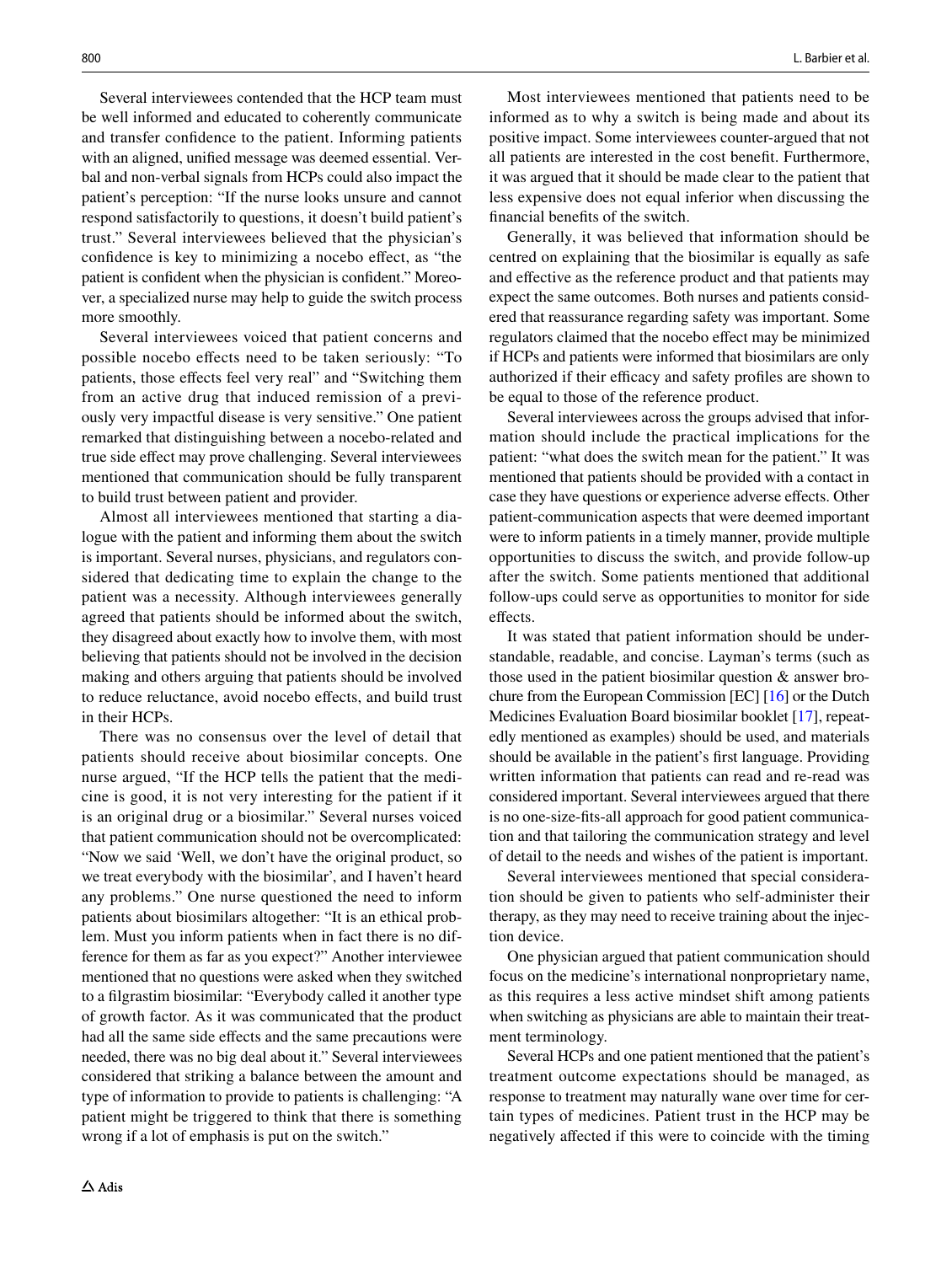Several interviewees contended that the HCP team must be well informed and educated to coherently communicate and transfer confidence to the patient. Informing patients with an aligned, unified message was deemed essential. Verbal and non-verbal signals from HCPs could also impact the patient's perception: "If the nurse looks unsure and cannot respond satisfactorily to questions, it doesn't build patient's trust." Several interviewees believed that the physician's confidence is key to minimizing a nocebo effect, as "the patient is confident when the physician is confident." Moreover, a specialized nurse may help to guide the switch process more smoothly.

Several interviewees voiced that patient concerns and possible nocebo effects need to be taken seriously: "To patients, those effects feel very real" and "Switching them from an active drug that induced remission of a previously very impactful disease is very sensitive." One patient remarked that distinguishing between a nocebo-related and true side effect may prove challenging. Several interviewees mentioned that communication should be fully transparent to build trust between patient and provider.

Almost all interviewees mentioned that starting a dialogue with the patient and informing them about the switch is important. Several nurses, physicians, and regulators considered that dedicating time to explain the change to the patient was a necessity. Although interviewees generally agreed that patients should be informed about the switch, they disagreed about exactly how to involve them, with most believing that patients should not be involved in the decision making and others arguing that patients should be involved to reduce reluctance, avoid nocebo effects, and build trust in their HCPs.

There was no consensus over the level of detail that patients should receive about biosimilar concepts. One nurse argued, "If the HCP tells the patient that the medicine is good, it is not very interesting for the patient if it is an original drug or a biosimilar." Several nurses voiced that patient communication should not be overcomplicated: "Now we said 'Well, we don't have the original product, so we treat everybody with the biosimilar', and I haven't heard any problems." One nurse questioned the need to inform patients about biosimilars altogether: "It is an ethical problem. Must you inform patients when in fact there is no difference for them as far as you expect?" Another interviewee mentioned that no questions were asked when they switched to a filgrastim biosimilar: "Everybody called it another type of growth factor. As it was communicated that the product had all the same side effects and the same precautions were needed, there was no big deal about it." Several interviewees considered that striking a balance between the amount and type of information to provide to patients is challenging: "A patient might be triggered to think that there is something wrong if a lot of emphasis is put on the switch."

Most interviewees mentioned that patients need to be informed as to why a switch is being made and about its positive impact. Some interviewees counter-argued that not all patients are interested in the cost benefit. Furthermore, it was argued that it should be made clear to the patient that less expensive does not equal inferior when discussing the financial benefits of the switch.

Generally, it was believed that information should be centred on explaining that the biosimilar is equally as safe and effective as the reference product and that patients may expect the same outcomes. Both nurses and patients considered that reassurance regarding safety was important. Some regulators claimed that the nocebo effect may be minimized if HCPs and patients were informed that biosimilars are only authorized if their efficacy and safety profiles are shown to be equal to those of the reference product.

Several interviewees across the groups advised that information should include the practical implications for the patient: "what does the switch mean for the patient." It was mentioned that patients should be provided with a contact in case they have questions or experience adverse effects. Other patient-communication aspects that were deemed important were to inform patients in a timely manner, provide multiple opportunities to discuss the switch, and provide follow-up after the switch. Some patients mentioned that additional follow-ups could serve as opportunities to monitor for side effects.

It was stated that patient information should be understandable, readable, and concise. Layman's terms (such as those used in the patient biosimilar question & answer brochure from the European Commission [EC] [16] or the Dutch Medicines Evaluation Board biosimilar booklet [17], repeatedly mentioned as examples) should be used, and materials should be available in the patient's first language. Providing written information that patients can read and re-read was considered important. Several interviewees argued that there is no one-size-fits-all approach for good patient communication and that tailoring the communication strategy and level of detail to the needs and wishes of the patient is important.

Several interviewees mentioned that special consideration should be given to patients who self-administer their therapy, as they may need to receive training about the injection device.

One physician argued that patient communication should focus on the medicine's international nonproprietary name, as this requires a less active mindset shift among patients when switching as physicians are able to maintain their treatment terminology.

Several HCPs and one patient mentioned that the patient's treatment outcome expectations should be managed, as response to treatment may naturally wane over time for certain types of medicines. Patient trust in the HCP may be negatively affected if this were to coincide with the timing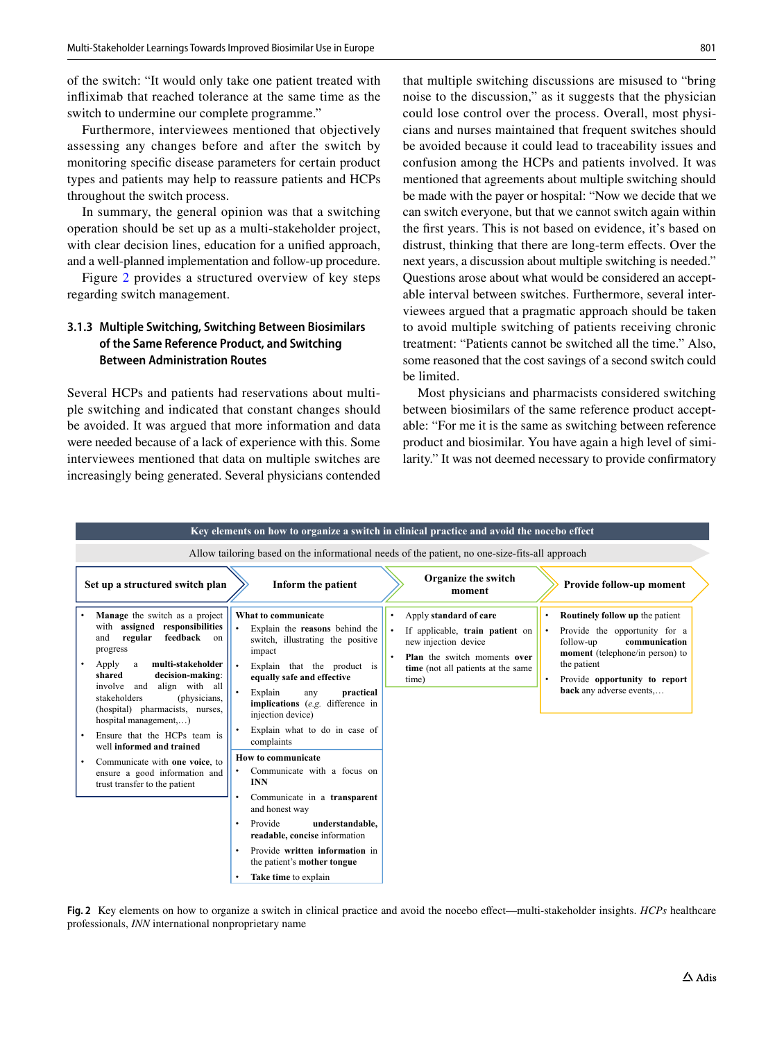of the switch: "It would only take one patient treated with infliximab that reached tolerance at the same time as the switch to undermine our complete programme."

Furthermore, interviewees mentioned that objectively assessing any changes before and after the switch by monitoring specific disease parameters for certain product types and patients may help to reassure patients and HCPs throughout the switch process.

In summary, the general opinion was that a switching operation should be set up as a multi-stakeholder project, with clear decision lines, education for a unified approach, and a well-planned implementation and follow-up procedure. Figure 2 provides a structured overview of key steps regarding switch management.

### 3.1.3 Multiple Switching, Switching Between Biosimilars of the Same Reference Product, and Switching Between Administration Routes

Several HCPs and patients had reservations about multiple switching and indicated that constant changes should be avoided. It was argued that more information and data were needed because of a lack of experience with this. Some interviewees mentioned that data on multiple switches are increasingly being generated. Several physicians contended that multiple switching discussions are misused to "bring noise to the discussion," as it suggests that the physician could lose control over the process. Overall, most physicians and nurses maintained that frequent switches should be avoided because it could lead to traceability issues and confusion among the HCPs and patients involved. It was mentioned that agreements about multiple switching should be made with the payer or hospital: "Now we decide that we can switch everyone, but that we cannot switch again within the first years. This is not based on evidence, it's based on distrust, thinking that there are long-term effects. Over the next years, a discussion about multiple switching is needed." Questions arose about what would be considered an acceptable interval between switches. Furthermore, several interviewees argued that a pragmatic approach should be taken to avoid multiple switching of patients receiving chronic treatment: "Patients cannot be switched all the time." Also, some reasoned that the cost savings of a second switch could be limited.

Most physicians and pharmacists considered switching between biosimilars of the same reference product acceptable: "For me it is the same as switching between reference product and biosimilar. You have again a high level of similarity." It was not deemed necessary to provide confirmatory

**Key elements on how to organize a switch in clinical practice and avoid the nocebo effect**

Allow tailoring based on the informational needs of the patient, no one-size-fits-all approach

| Set up a structured switch plan | Inform the patient | Organize the switch moment | Provide follow-up moment |
|---|---|---|---|
| • **Manage** the switch as a project with **assigned responsibilities** and **regular feedback** on progress<br>• Apply a **multi-stakeholder shared decision-making**: involve and align with all stakeholders (physicians, (hospital) pharmacists, nurses, hospital management,…)<br>• Ensure that the HCPs team is well **informed and trained**<br>• Communicate with **one voice**, to ensure a good information and trust transfer to the patient | **What to communicate**<br>• Explain the **reasons** behind the switch, illustrating the positive impact<br>• Explain that the product is **equally safe and effective**<br>• Explain any **practical implications** (*e.g.* difference in injection device)<br>• Explain what to do in case of complaints<br>**How to communicate**<br>• Communicate with a focus on **INN**<br>• Communicate in a **transparent** and honest way<br>• Provide **understandable, readable, concise** information<br>• Provide **written information** in the patient's **mother tongue**<br>• **Take time** to explain | • Apply **standard of care**<br>• If applicable, **train patient** on new injection device<br>• **Plan** the switch moments **over time** (not all patients at the same time) | • **Routinely follow up** the patient<br>• Provide the opportunity for a follow-up **communication moment** (telephone/in person) to the patient<br>• Provide **opportunity to report back** any adverse events,… |

**Fig. 2** Key elements on how to organize a switch in clinical practice and avoid the nocebo effect—multi-stakeholder insights. *HCPs* healthcare professionals, *INN* international nonproprietary name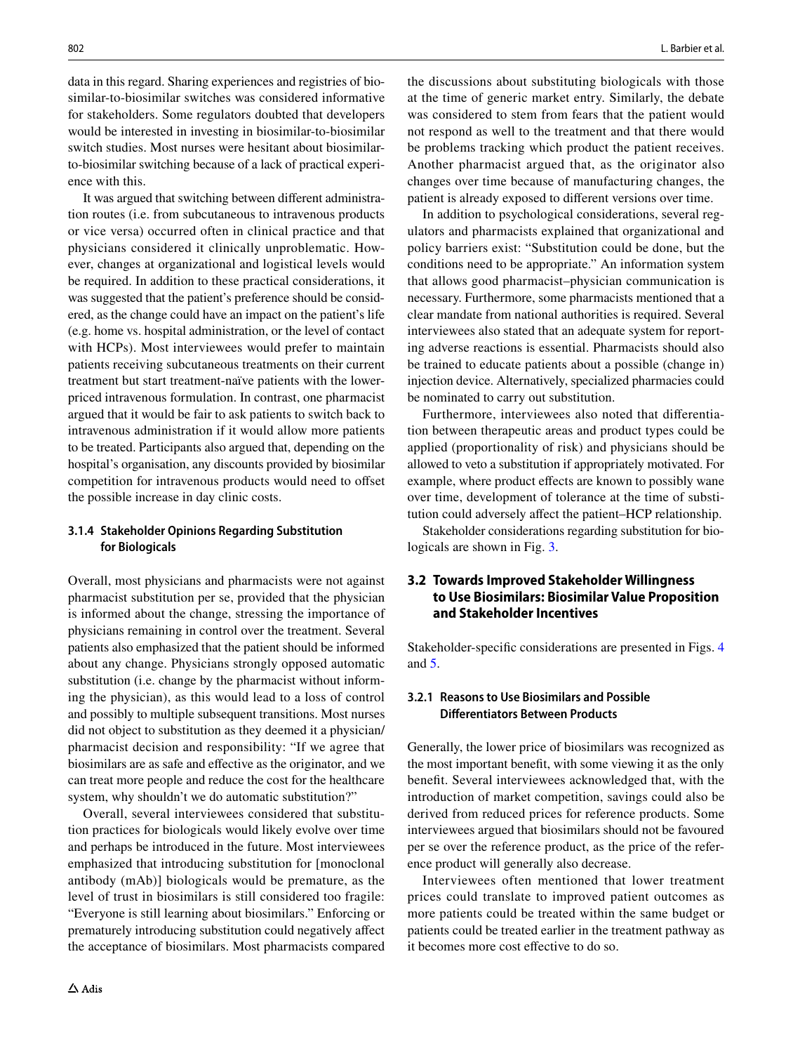data in this regard. Sharing experiences and registries of biosimilar-to-biosimilar switches was considered informative for stakeholders. Some regulators doubted that developers would be interested in investing in biosimilar-to-biosimilar switch studies. Most nurses were hesitant about biosimilar-to-biosimilar switching because of a lack of practical experience with this.

It was argued that switching between different administration routes (i.e. from subcutaneous to intravenous products or vice versa) occurred often in clinical practice and that physicians considered it clinically unproblematic. However, changes at organizational and logistical levels would be required. In addition to these practical considerations, it was suggested that the patient's preference should be considered, as the change could have an impact on the patient's life (e.g. home vs. hospital administration, or the level of contact with HCPs). Most interviewees would prefer to maintain patients receiving subcutaneous treatments on their current treatment but start treatment-naïve patients with the lower-priced intravenous formulation. In contrast, one pharmacist argued that it would be fair to ask patients to switch back to intravenous administration if it would allow more patients to be treated. Participants also argued that, depending on the hospital's organisation, any discounts provided by biosimilar competition for intravenous products would need to offset the possible increase in day clinic costs.

#### 3.1.4 Stakeholder Opinions Regarding Substitution for Biologicals

Overall, most physicians and pharmacists were not against pharmacist substitution per se, provided that the physician is informed about the change, stressing the importance of physicians remaining in control over the treatment. Several patients also emphasized that the patient should be informed about any change. Physicians strongly opposed automatic substitution (i.e. change by the pharmacist without informing the physician), as this would lead to a loss of control and possibly to multiple subsequent transitions. Most nurses did not object to substitution as they deemed it a physician/pharmacist decision and responsibility: "If we agree that biosimilars are as safe and effective as the originator, and we can treat more people and reduce the cost for the healthcare system, why shouldn't we do automatic substitution?"

Overall, several interviewees considered that substitution practices for biologicals would likely evolve over time and perhaps be introduced in the future. Most interviewees emphasized that introducing substitution for [monoclonal antibody (mAb)] biologicals would be premature, as the level of trust in biosimilars is still considered too fragile: "Everyone is still learning about biosimilars." Enforcing or prematurely introducing substitution could negatively affect the acceptance of biosimilars. Most pharmacists compared the discussions about substituting biologicals with those at the time of generic market entry. Similarly, the debate was considered to stem from fears that the patient would not respond as well to the treatment and that there would be problems tracking which product the patient receives. Another pharmacist argued that, as the originator also changes over time because of manufacturing changes, the patient is already exposed to different versions over time.

In addition to psychological considerations, several regulators and pharmacists explained that organizational and policy barriers exist: "Substitution could be done, but the conditions need to be appropriate." An information system that allows good pharmacist–physician communication is necessary. Furthermore, some pharmacists mentioned that a clear mandate from national authorities is required. Several interviewees also stated that an adequate system for reporting adverse reactions is essential. Pharmacists should also be trained to educate patients about a possible (change in) injection device. Alternatively, specialized pharmacies could be nominated to carry out substitution.

Furthermore, interviewees also noted that differentiation between therapeutic areas and product types could be applied (proportionality of risk) and physicians should be allowed to veto a substitution if appropriately motivated. For example, where product effects are known to possibly wane over time, development of tolerance at the time of substitution could adversely affect the patient–HCP relationship.

Stakeholder considerations regarding substitution for biologicals are shown in Fig. 3.

### 3.2 Towards Improved Stakeholder Willingness to Use Biosimilars: Biosimilar Value Proposition and Stakeholder Incentives

Stakeholder-specific considerations are presented in Figs. 4 and 5.

#### 3.2.1 Reasons to Use Biosimilars and Possible Differentiators Between Products

Generally, the lower price of biosimilars was recognized as the most important benefit, with some viewing it as the only benefit. Several interviewees acknowledged that, with the introduction of market competition, savings could also be derived from reduced prices for reference products. Some interviewees argued that biosimilars should not be favoured per se over the reference product, as the price of the reference product will generally also decrease.

Interviewees often mentioned that lower treatment prices could translate to improved patient outcomes as more patients could be treated within the same budget or patients could be treated earlier in the treatment pathway as it becomes more cost effective to do so.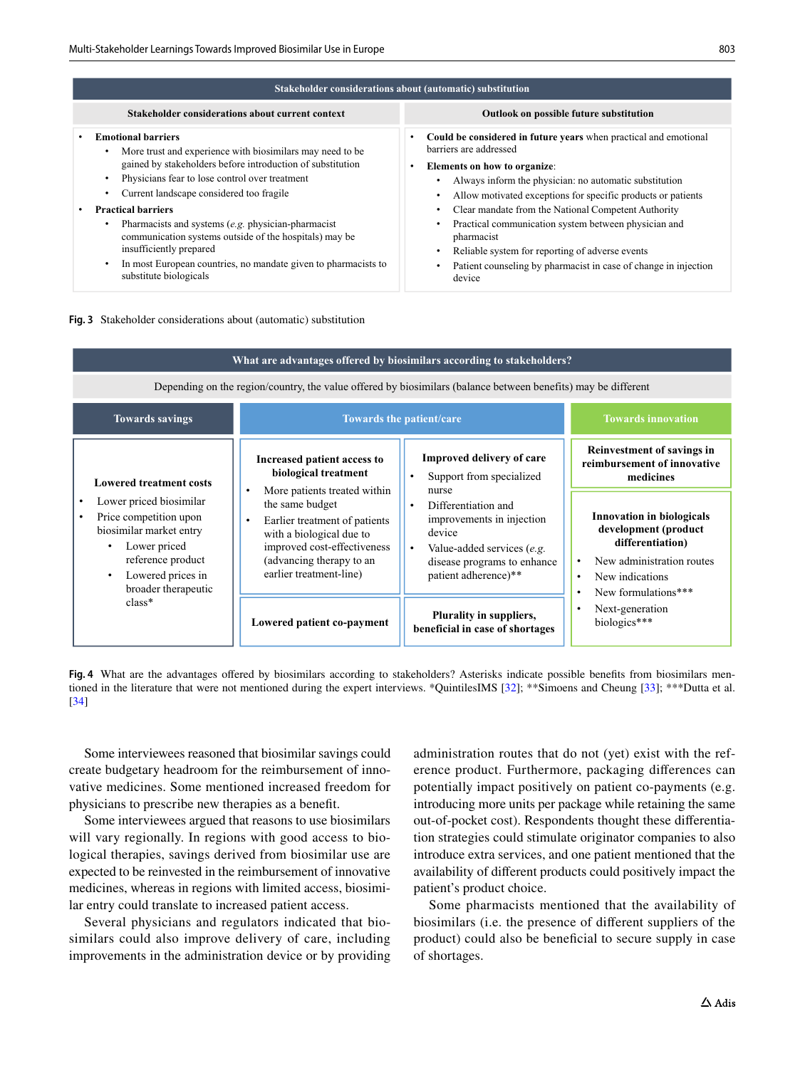**Stakeholder considerations about (automatic) substitution**

| Stakeholder considerations about current context | Outlook on possible future substitution |
|---|---|
| • **Emotional barriers**<br>  ◦ More trust and experience with biosimilars may need to be gained by stakeholders before introduction of substitution<br>  ◦ Physicians fear to lose control over treatment<br>  ◦ Current landscape considered too fragile<br>• **Practical barriers**<br>  ◦ Pharmacists and systems (*e.g.* physician-pharmacist communication systems outside of the hospitals) may be insufficiently prepared<br>  ◦ In most European countries, no mandate given to pharmacists to substitute biologicals | • **Could be considered in future years** when practical and emotional barriers are addressed<br>• **Elements on how to organize**:<br>  ◦ Always inform the physician: no automatic substitution<br>  ◦ Allow motivated exceptions for specific products or patients<br>  ◦ Clear mandate from the National Competent Authority<br>  ◦ Practical communication system between physician and pharmacist<br>  ◦ Reliable system for reporting of adverse events<br>  ◦ Patient counseling by pharmacist in case of change in injection device |

**Fig. 3** Stakeholder considerations about (automatic) substitution

**What are advantages offered by biosimilars according to stakeholders?**

Depending on the region/country, the value offered by biosimilars (balance between benefits) may be different

| Towards savings | Towards the patient/care | | Towards innovation |
|---|---|---|---|
| **Lowered treatment costs**<br>• Lower priced biosimilar<br>• Price competition upon biosimilar market entry<br>  ◦ Lower priced reference product<br>  ◦ Lowered prices in broader therapeutic class* | **Increased patient access to biological treatment**<br>• More patients treated within the same budget<br>• Earlier treatment of patients with a biological due to improved cost-effectiveness (advancing therapy to an earlier treatment-line) | **Improved delivery of care**<br>• Support from specialized nurse<br>• Differentiation and improvements in injection device<br>• Value-added services (*e.g.* disease programs to enhance patient adherence)** | **Reinvestment of savings in reimbursement of innovative medicines** |
| | **Lowered patient co-payment** | **Plurality in suppliers, beneficial in case of shortages** | **Innovation in biologicals development (product differentiation)**<br>• New administration routes<br>• New indications<br>• New formulations***<br>• Next-generation biologics*** |

**Fig. 4** What are the advantages offered by biosimilars according to stakeholders? Asterisks indicate possible benefits from biosimilars mentioned in the literature that were not mentioned during the expert interviews. *QuintilesIMS [32]; **Simoens and Cheung [33]; ***Dutta et al. [34]

Some interviewees reasoned that biosimilar savings could create budgetary headroom for the reimbursement of innovative medicines. Some mentioned increased freedom for physicians to prescribe new therapies as a benefit.

Some interviewees argued that reasons to use biosimilars will vary regionally. In regions with good access to biological therapies, savings derived from biosimilar use are expected to be reinvested in the reimbursement of innovative medicines, whereas in regions with limited access, biosimilar entry could translate to increased patient access.

Several physicians and regulators indicated that biosimilars could also improve delivery of care, including improvements in the administration device or by providing administration routes that do not (yet) exist with the reference product. Furthermore, packaging differences can potentially impact positively on patient co-payments (e.g. introducing more units per package while retaining the same out-of-pocket cost). Respondents thought these differentiation strategies could stimulate originator companies to also introduce extra services, and one patient mentioned that the availability of different products could positively impact the patient's product choice.

Some pharmacists mentioned that the availability of biosimilars (i.e. the presence of different suppliers of the product) could also be beneficial to secure supply in case of shortages.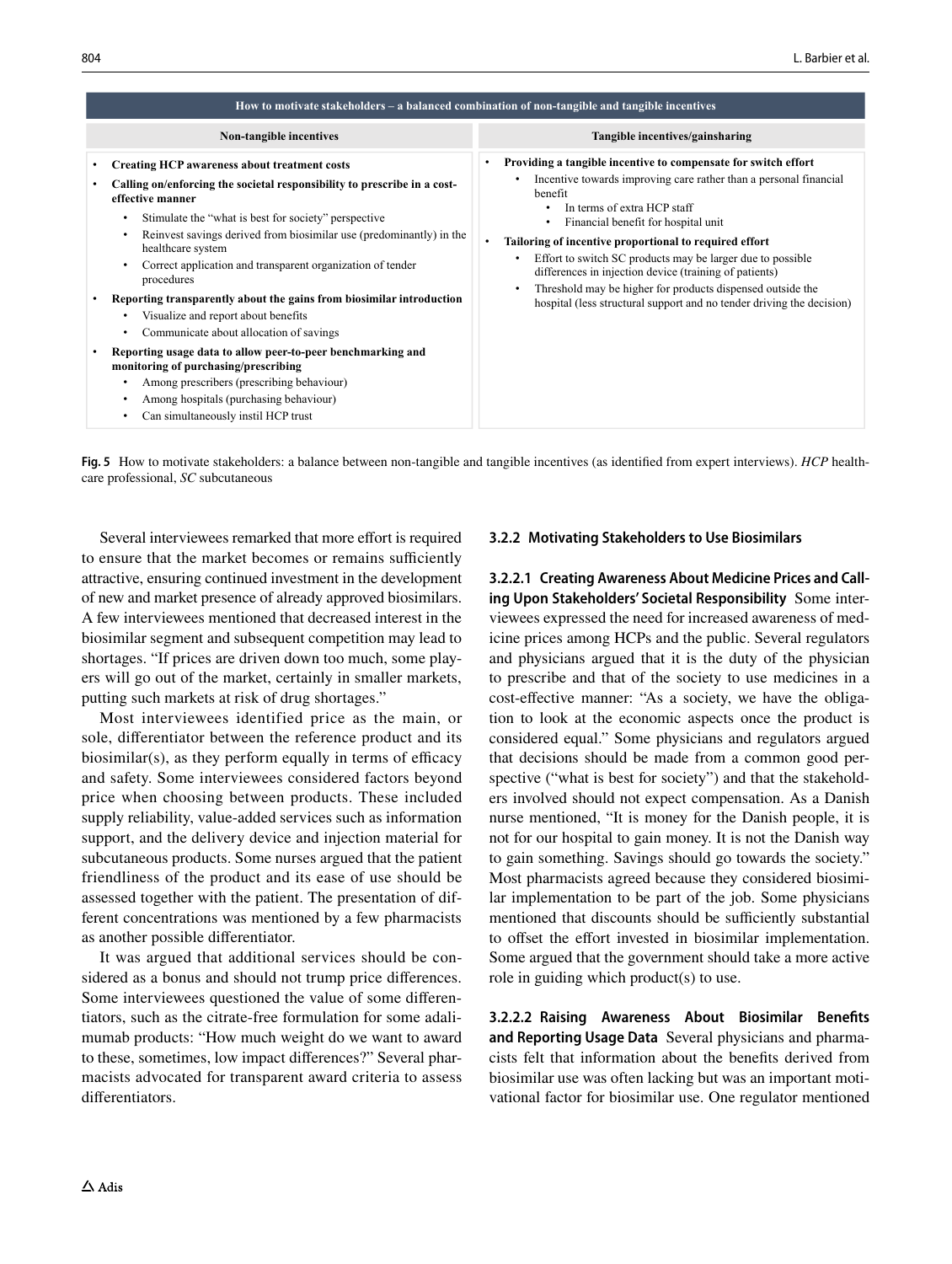| How to motivate stakeholders – a balanced combination of non-tangible and tangible incentives | |
|---|---|
| **Non-tangible incentives** | **Tangible incentives/gainsharing** |
| • **Creating HCP awareness about treatment costs**<br>• **Calling on/enforcing the societal responsibility to prescribe in a cost-effective manner**<br>  • Stimulate the "what is best for society" perspective<br>  • Reinvest savings derived from biosimilar use (predominantly) in the healthcare system<br>  • Correct application and transparent organization of tender procedures<br>• **Reporting transparently about the gains from biosimilar introduction**<br>  • Visualize and report about benefits<br>  • Communicate about allocation of savings<br>• **Reporting usage data to allow peer-to-peer benchmarking and monitoring of purchasing/prescribing**<br>  • Among prescribers (prescribing behaviour)<br>  • Among hospitals (purchasing behaviour)<br>  • Can simultaneously instil HCP trust | • **Providing a tangible incentive to compensate for switch effort**<br>  • Incentive towards improving care rather than a personal financial benefit<br>    • In terms of extra HCP staff<br>    • Financial benefit for hospital unit<br>• **Tailoring of incentive proportional to required effort**<br>  • Effort to switch SC products may be larger due to possible differences in injection device (training of patients)<br>  • Threshold may be higher for products dispensed outside the hospital (less structural support and no tender driving the decision) |

**Fig. 5** How to motivate stakeholders: a balance between non-tangible and tangible incentives (as identified from expert interviews). *HCP* healthcare professional, *SC* subcutaneous

Several interviewees remarked that more effort is required to ensure that the market becomes or remains sufficiently attractive, ensuring continued investment in the development of new and market presence of already approved biosimilars. A few interviewees mentioned that decreased interest in the biosimilar segment and subsequent competition may lead to shortages. "If prices are driven down too much, some players will go out of the market, certainly in smaller markets, putting such markets at risk of drug shortages."

Most interviewees identified price as the main, or sole, differentiator between the reference product and its biosimilar(s), as they perform equally in terms of efficacy and safety. Some interviewees considered factors beyond price when choosing between products. These included supply reliability, value-added services such as information support, and the delivery device and injection material for subcutaneous products. Some nurses argued that the patient friendliness of the product and its ease of use should be assessed together with the patient. The presentation of different concentrations was mentioned by a few pharmacists as another possible differentiator.

It was argued that additional services should be considered as a bonus and should not trump price differences. Some interviewees questioned the value of some differentiators, such as the citrate-free formulation for some adalimumab products: "How much weight do we want to award to these, sometimes, low impact differences?" Several pharmacists advocated for transparent award criteria to assess differentiators.

#### 3.2.2 Motivating Stakeholders to Use Biosimilars

**3.2.2.1 Creating Awareness About Medicine Prices and Calling Upon Stakeholders' Societal Responsibility** Some interviewees expressed the need for increased awareness of medicine prices among HCPs and the public. Several regulators and physicians argued that it is the duty of the physician to prescribe and that of the society to use medicines in a cost-effective manner: "As a society, we have the obligation to look at the economic aspects once the product is considered equal." Some physicians and regulators argued that decisions should be made from a common good perspective ("what is best for society") and that the stakeholders involved should not expect compensation. As a Danish nurse mentioned, "It is money for the Danish people, it is not for our hospital to gain money. It is not the Danish way to gain something. Savings should go towards the society." Most pharmacists agreed because they considered biosimilar implementation to be part of the job. Some physicians mentioned that discounts should be sufficiently substantial to offset the effort invested in biosimilar implementation. Some argued that the government should take a more active role in guiding which product(s) to use.

**3.2.2.2 Raising Awareness About Biosimilar Benefits and Reporting Usage Data** Several physicians and pharmacists felt that information about the benefits derived from biosimilar use was often lacking but was an important motivational factor for biosimilar use. One regulator mentioned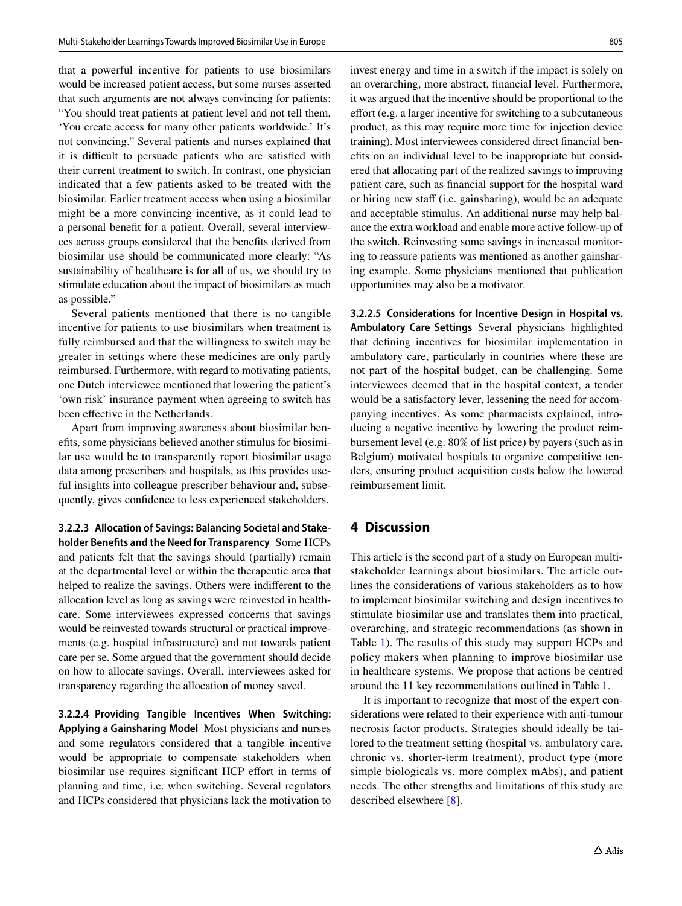that a powerful incentive for patients to use biosimilars would be increased patient access, but some nurses asserted that such arguments are not always convincing for patients: "You should treat patients at patient level and not tell them, 'You create access for many other patients worldwide.' It's not convincing." Several patients and nurses explained that it is difficult to persuade patients who are satisfied with their current treatment to switch. In contrast, one physician indicated that a few patients asked to be treated with the biosimilar. Earlier treatment access when using a biosimilar might be a more convincing incentive, as it could lead to a personal benefit for a patient. Overall, several interviewees across groups considered that the benefits derived from biosimilar use should be communicated more clearly: "As sustainability of healthcare is for all of us, we should try to stimulate education about the impact of biosimilars as much as possible."

Several patients mentioned that there is no tangible incentive for patients to use biosimilars when treatment is fully reimbursed and that the willingness to switch may be greater in settings where these medicines are only partly reimbursed. Furthermore, with regard to motivating patients, one Dutch interviewee mentioned that lowering the patient's 'own risk' insurance payment when agreeing to switch has been effective in the Netherlands.

Apart from improving awareness about biosimilar benefits, some physicians believed another stimulus for biosimilar use would be to transparently report biosimilar usage data among prescribers and hospitals, as this provides useful insights into colleague prescriber behaviour and, subsequently, gives confidence to less experienced stakeholders.

**3.2.2.3 Allocation of Savings: Balancing Societal and Stakeholder Benefits and the Need for Transparency** Some HCPs and patients felt that the savings should (partially) remain at the departmental level or within the therapeutic area that helped to realize the savings. Others were indifferent to the allocation level as long as savings were reinvested in healthcare. Some interviewees expressed concerns that savings would be reinvested towards structural or practical improvements (e.g. hospital infrastructure) and not towards patient care per se. Some argued that the government should decide on how to allocate savings. Overall, interviewees asked for transparency regarding the allocation of money saved.

**3.2.2.4 Providing Tangible Incentives When Switching: Applying a Gainsharing Model** Most physicians and nurses and some regulators considered that a tangible incentive would be appropriate to compensate stakeholders when biosimilar use requires significant HCP effort in terms of planning and time, i.e. when switching. Several regulators and HCPs considered that physicians lack the motivation to invest energy and time in a switch if the impact is solely on an overarching, more abstract, financial level. Furthermore, it was argued that the incentive should be proportional to the effort (e.g. a larger incentive for switching to a subcutaneous product, as this may require more time for injection device training). Most interviewees considered direct financial benefits on an individual level to be inappropriate but considered that allocating part of the realized savings to improving patient care, such as financial support for the hospital ward or hiring new staff (i.e. gainsharing), would be an adequate and acceptable stimulus. An additional nurse may help balance the extra workload and enable more active follow-up of the switch. Reinvesting some savings in increased monitoring to reassure patients was mentioned as another gainsharing example. Some physicians mentioned that publication opportunities may also be a motivator.

**3.2.2.5 Considerations for Incentive Design in Hospital vs. Ambulatory Care Settings** Several physicians highlighted that defining incentives for biosimilar implementation in ambulatory care, particularly in countries where these are not part of the hospital budget, can be challenging. Some interviewees deemed that in the hospital context, a tender would be a satisfactory lever, lessening the need for accompanying incentives. As some pharmacists explained, introducing a negative incentive by lowering the product reimbursement level (e.g. 80% of list price) by payers (such as in Belgium) motivated hospitals to organize competitive tenders, ensuring product acquisition costs below the lowered reimbursement limit.

## 4 Discussion

This article is the second part of a study on European multi-stakeholder learnings about biosimilars. The article outlines the considerations of various stakeholders as to how to implement biosimilar switching and design incentives to stimulate biosimilar use and translates them into practical, overarching, and strategic recommendations (as shown in Table 1). The results of this study may support HCPs and policy makers when planning to improve biosimilar use in healthcare systems. We propose that actions be centred around the 11 key recommendations outlined in Table 1.

It is important to recognize that most of the expert considerations were related to their experience with anti-tumour necrosis factor products. Strategies should ideally be tailored to the treatment setting (hospital vs. ambulatory care, chronic vs. shorter-term treatment), product type (more simple biologicals vs. more complex mAbs), and patient needs. The other strengths and limitations of this study are described elsewhere [8].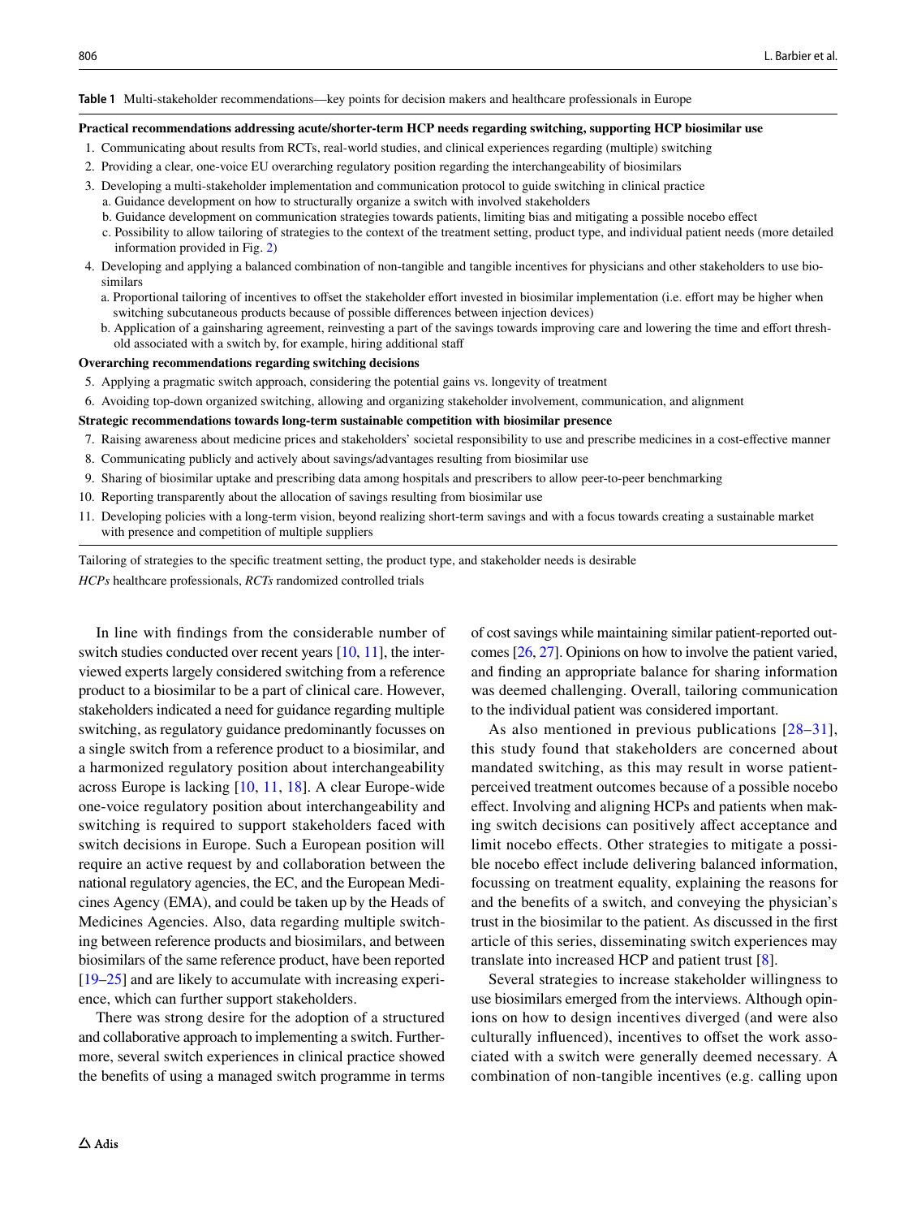**Table 1** Multi-stakeholder recommendations—key points for decision makers and healthcare professionals in Europe

**Practical recommendations addressing acute/shorter-term HCP needs regarding switching, supporting HCP biosimilar use**

1. Communicating about results from RCTs, real-world studies, and clinical experiences regarding (multiple) switching
2. Providing a clear, one-voice EU overarching regulatory position regarding the interchangeability of biosimilars
3. Developing a multi-stakeholder implementation and communication protocol to guide switching in clinical practice
   a. Guidance development on how to structurally organize a switch with involved stakeholders
   b. Guidance development on communication strategies towards patients, limiting bias and mitigating a possible nocebo effect
   c. Possibility to allow tailoring of strategies to the context of the treatment setting, product type, and individual patient needs (more detailed information provided in Fig. 2)
4. Developing and applying a balanced combination of non-tangible and tangible incentives for physicians and other stakeholders to use biosimilars
   a. Proportional tailoring of incentives to offset the stakeholder effort invested in biosimilar implementation (i.e. effort may be higher when switching subcutaneous products because of possible differences between injection devices)
   b. Application of a gainsharing agreement, reinvesting a part of the savings towards improving care and lowering the time and effort threshold associated with a switch by, for example, hiring additional staff

**Overarching recommendations regarding switching decisions**

5. Applying a pragmatic switch approach, considering the potential gains vs. longevity of treatment
6. Avoiding top-down organized switching, allowing and organizing stakeholder involvement, communication, and alignment

**Strategic recommendations towards long-term sustainable competition with biosimilar presence**

7. Raising awareness about medicine prices and stakeholders' societal responsibility to use and prescribe medicines in a cost-effective manner
8. Communicating publicly and actively about savings/advantages resulting from biosimilar use
9. Sharing of biosimilar uptake and prescribing data among hospitals and prescribers to allow peer-to-peer benchmarking
10. Reporting transparently about the allocation of savings resulting from biosimilar use
11. Developing policies with a long-term vision, beyond realizing short-term savings and with a focus towards creating a sustainable market with presence and competition of multiple suppliers

Tailoring of strategies to the specific treatment setting, the product type, and stakeholder needs is desirable

*HCPs* healthcare professionals, *RCTs* randomized controlled trials

In line with findings from the considerable number of switch studies conducted over recent years [10, 11], the interviewed experts largely considered switching from a reference product to a biosimilar to be a part of clinical care. However, stakeholders indicated a need for guidance regarding multiple switching, as regulatory guidance predominantly focusses on a single switch from a reference product to a biosimilar, and a harmonized regulatory position about interchangeability across Europe is lacking [10, 11, 18]. A clear Europe-wide one-voice regulatory position about interchangeability and switching is required to support stakeholders faced with switch decisions in Europe. Such a European position will require an active request by and collaboration between the national regulatory agencies, the EC, and the European Medicines Agency (EMA), and could be taken up by the Heads of Medicines Agencies. Also, data regarding multiple switching between reference products and biosimilars, and between biosimilars of the same reference product, have been reported [19–25] and are likely to accumulate with increasing experience, which can further support stakeholders.

There was strong desire for the adoption of a structured and collaborative approach to implementing a switch. Furthermore, several switch experiences in clinical practice showed the benefits of using a managed switch programme in terms of cost savings while maintaining similar patient-reported outcomes [26, 27]. Opinions on how to involve the patient varied, and finding an appropriate balance for sharing information was deemed challenging. Overall, tailoring communication to the individual patient was considered important.

As also mentioned in previous publications [28–31], this study found that stakeholders are concerned about mandated switching, as this may result in worse patient-perceived treatment outcomes because of a possible nocebo effect. Involving and aligning HCPs and patients when making switch decisions can positively affect acceptance and limit nocebo effects. Other strategies to mitigate a possible nocebo effect include delivering balanced information, focussing on treatment equality, explaining the reasons for and the benefits of a switch, and conveying the physician's trust in the biosimilar to the patient. As discussed in the first article of this series, disseminating switch experiences may translate into increased HCP and patient trust [8].

Several strategies to increase stakeholder willingness to use biosimilars emerged from the interviews. Although opinions on how to design incentives diverged (and were also culturally influenced), incentives to offset the work associated with a switch were generally deemed necessary. A combination of non-tangible incentives (e.g. calling upon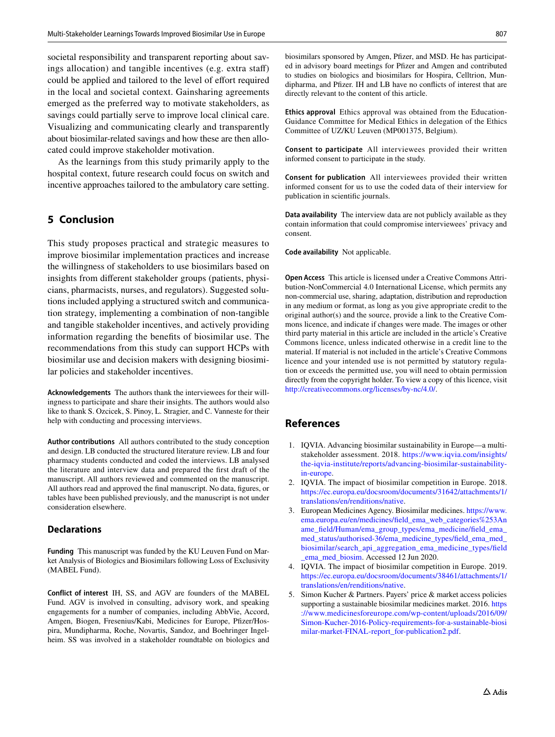societal responsibility and transparent reporting about savings allocation) and tangible incentives (e.g. extra staff) could be applied and tailored to the level of effort required in the local and societal context. Gainsharing agreements emerged as the preferred way to motivate stakeholders, as savings could partially serve to improve local clinical care. Visualizing and communicating clearly and transparently about biosimilar-related savings and how these are then allocated could improve stakeholder motivation.

As the learnings from this study primarily apply to the hospital context, future research could focus on switch and incentive approaches tailored to the ambulatory care setting.

## 5 Conclusion

This study proposes practical and strategic measures to improve biosimilar implementation practices and increase the willingness of stakeholders to use biosimilars based on insights from different stakeholder groups (patients, physicians, pharmacists, nurses, and regulators). Suggested solutions included applying a structured switch and communication strategy, implementing a combination of non-tangible and tangible stakeholder incentives, and actively providing information regarding the benefits of biosimilar use. The recommendations from this study can support HCPs with biosimilar use and decision makers with designing biosimilar policies and stakeholder incentives.

**Acknowledgements** The authors thank the interviewees for their willingness to participate and share their insights. The authors would also like to thank S. Ozcicek, S. Pinoy, L. Stragier, and C. Vanneste for their help with conducting and processing interviews.

**Author contributions** All authors contributed to the study conception and design. LB conducted the structured literature review. LB and four pharmacy students conducted and coded the interviews. LB analysed the literature and interview data and prepared the first draft of the manuscript. All authors reviewed and commented on the manuscript. All authors read and approved the final manuscript. No data, figures, or tables have been published previously, and the manuscript is not under consideration elsewhere.

### Declarations

**Funding** This manuscript was funded by the KU Leuven Fund on Market Analysis of Biologics and Biosimilars following Loss of Exclusivity (MABEL Fund).

**Conflict of interest** IH, SS, and AGV are founders of the MABEL Fund. AGV is involved in consulting, advisory work, and speaking engagements for a number of companies, including AbbVie, Accord, Amgen, Biogen, Fresenius/Kabi, Medicines for Europe, Pfizer/Hospira, Mundipharma, Roche, Novartis, Sandoz, and Boehringer Ingelheim. SS was involved in a stakeholder roundtable on biologics and biosimilars sponsored by Amgen, Pfizer, and MSD. He has participated in advisory board meetings for Pfizer and Amgen and contributed to studies on biologics and biosimilars for Hospira, Celltrion, Mundipharma, and Pfizer. IH and LB have no conflicts of interest that are directly relevant to the content of this article.

**Ethics approval** Ethics approval was obtained from the Education-Guidance Committee for Medical Ethics in delegation of the Ethics Committee of UZ/KU Leuven (MP001375, Belgium).

**Consent to participate** All interviewees provided their written informed consent to participate in the study.

**Consent for publication** All interviewees provided their written informed consent for us to use the coded data of their interview for publication in scientific journals.

**Data availability** The interview data are not publicly available as they contain information that could compromise interviewees' privacy and consent.

**Code availability** Not applicable.

**Open Access** This article is licensed under a Creative Commons Attribution-NonCommercial 4.0 International License, which permits any non-commercial use, sharing, adaptation, distribution and reproduction in any medium or format, as long as you give appropriate credit to the original author(s) and the source, provide a link to the Creative Commons licence, and indicate if changes were made. The images or other third party material in this article are included in the article's Creative Commons licence, unless indicated otherwise in a credit line to the material. If material is not included in the article's Creative Commons licence and your intended use is not permitted by statutory regulation or exceeds the permitted use, you will need to obtain permission directly from the copyright holder. To view a copy of this licence, visit http://creativecommons.org/licenses/by-nc/4.0/.

## References

1. IQVIA. Advancing biosimilar sustainability in Europe—a multi-stakeholder assessment. 2018. https://www.iqvia.com/insights/the-iqvia-institute/reports/advancing-biosimilar-sustainability-in-europe.
2. IQVIA. The impact of biosimilar competition in Europe. 2018. https://ec.europa.eu/docsroom/documents/31642/attachments/1/translations/en/renditions/native.
3. European Medicines Agency. Biosimilar medicines. https://www.ema.europa.eu/en/medicines/field_ema_web_categories%253Aname_field/Human/ema_group_types/ema_medicine/field_ema_med_status/authorised-36/ema_medicine_types/field_ema_med_biosimilar/search_api_aggregation_ema_medicine_types/field_ema_med_biosim. Accessed 12 Jun 2020.
4. IQVIA. The impact of biosimilar competition in Europe. 2019. https://ec.europa.eu/docsroom/documents/38461/attachments/1/translations/en/renditions/native.
5. Simon Kucher & Partners. Payers' price & market access policies supporting a sustainable biosimilar medicines market. 2016. https://www.medicinesforeurope.com/wp-content/uploads/2016/09/Simon-Kucher-2016-Policy-requirements-for-a-sustainable-biosimilar-market-FINAL-report_for-publication2.pdf.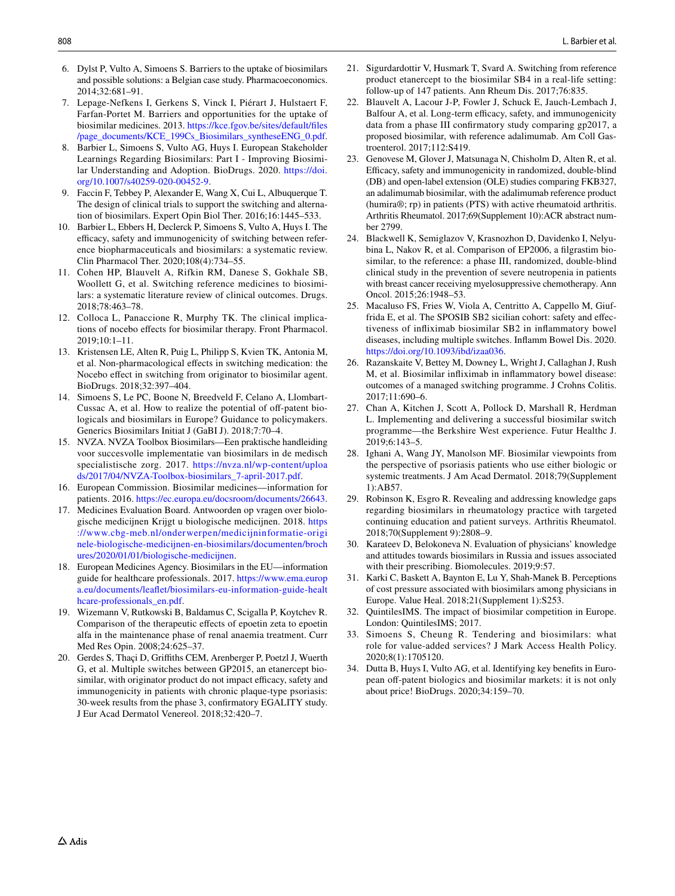6. Dylst P, Vulto A, Simoens S. Barriers to the uptake of biosimilars and possible solutions: a Belgian case study. Pharmacoeconomics. 2014;32:681–91.
7. Lepage-Nefkens I, Gerkens S, Vinck I, Piérart J, Hulstaert F, Farfan-Portet M. Barriers and opportunities for the uptake of biosimilar medicines. 2013. https://kce.fgov.be/sites/default/files/page_documents/KCE_199Cs_Biosimilars_syntheseENG_0.pdf.
8. Barbier L, Simoens S, Vulto AG, Huys I. European Stakeholder Learnings Regarding Biosimilars: Part I - Improving Biosimilar Understanding and Adoption. BioDrugs. 2020. https://doi.org/10.1007/s40259-020-00452-9.
9. Faccin F, Tebbey P, Alexander E, Wang X, Cui L, Albuquerque T. The design of clinical trials to support the switching and alternation of biosimilars. Expert Opin Biol Ther. 2016;16:1445–533.
10. Barbier L, Ebbers H, Declerck P, Simoens S, Vulto A, Huys I. The efficacy, safety and immunogenicity of switching between reference biopharmaceuticals and biosimilars: a systematic review. Clin Pharmacol Ther. 2020;108(4):734–55.
11. Cohen HP, Blauvelt A, Rifkin RM, Danese S, Gokhale SB, Woollett G, et al. Switching reference medicines to biosimilars: a systematic literature review of clinical outcomes. Drugs. 2018;78:463–78.
12. Colloca L, Panaccione R, Murphy TK. The clinical implications of nocebo effects for biosimilar therapy. Front Pharmacol. 2019;10:1–11.
13. Kristensen LE, Alten R, Puig L, Philipp S, Kvien TK, Antonia M, et al. Non-pharmacological effects in switching medication: the Nocebo effect in switching from originator to biosimilar agent. BioDrugs. 2018;32:397–404.
14. Simoens S, Le PC, Boone N, Breedveld F, Celano A, Llombart-Cussac A, et al. How to realize the potential of off-patent biologicals and biosimilars in Europe? Guidance to policymakers. Generics Biosimilars Initiat J (GaBI J). 2018;7:70–4.
15. NVZA. NVZA Toolbox Biosimilars—Een praktische handleiding voor succesvolle implementatie van biosimilars in de medisch specialistische zorg. 2017. https://nvza.nl/wp-content/uploads/2017/04/NVZA-Toolbox-biosimilars_7-april-2017.pdf.
16. European Commission. Biosimilar medicines—information for patients. 2016. https://ec.europa.eu/docsroom/documents/26643.
17. Medicines Evaluation Board. Antwoorden op vragen over biologische medicijnen Krijgt u biologische medicijnen. 2018. https://www.cbg-meb.nl/onderwerpen/medicijninformatie-originele-biologische-medicijnen-en-biosimilars/documenten/brochures/2020/01/01/biologische-medicijnen.
18. European Medicines Agency. Biosimilars in the EU—information guide for healthcare professionals. 2017. https://www.ema.europa.eu/documents/leaflet/biosimilars-eu-information-guide-healthcare-professionals_en.pdf.
19. Wizemann V, Rutkowski B, Baldamus C, Scigalla P, Koytchev R. Comparison of the therapeutic effects of epoetin zeta to epoetin alfa in the maintenance phase of renal anaemia treatment. Curr Med Res Opin. 2008;24:625–37.
20. Gerdes S, Thaçi D, Griffiths CEM, Arenberger P, Poetzl J, Wuerth G, et al. Multiple switches between GP2015, an etanercept biosimilar, with originator product do not impact efficacy, safety and immunogenicity in patients with chronic plaque-type psoriasis: 30-week results from the phase 3, confirmatory EGALITY study. J Eur Acad Dermatol Venereol. 2018;32:420–7.
21. Sigurdardottir V, Husmark T, Svard A. Switching from reference product etanercept to the biosimilar SB4 in a real-life setting: follow-up of 147 patients. Ann Rheum Dis. 2017;76:835.
22. Blauvelt A, Lacour J-P, Fowler J, Schuck E, Jauch-Lembach J, Balfour A, et al. Long-term efficacy, safety, and immunogenicity data from a phase III confirmatory study comparing gp2017, a proposed biosimilar, with reference adalimumab. Am Coll Gastroenterol. 2017;112:S419.
23. Genovese M, Glover J, Matsunaga N, Chisholm D, Alten R, et al. Efficacy, safety and immunogenicity in randomized, double-blind (DB) and open-label extension (OLE) studies comparing FKB327, an adalimumab biosimilar, with the adalimumab reference product (humira®; rp) in patients (PTS) with active rheumatoid arthritis. Arthritis Rheumatol. 2017;69(Supplement 10):ACR abstract number 2799.
24. Blackwell K, Semiglazov V, Krasnozhon D, Davidenko I, Nelyubina L, Nakov R, et al. Comparison of EP2006, a filgrastim biosimilar, to the reference: a phase III, randomized, double-blind clinical study in the prevention of severe neutropenia in patients with breast cancer receiving myelosuppressive chemotherapy. Ann Oncol. 2015;26:1948–53.
25. Macaluso FS, Fries W, Viola A, Centritto A, Cappello M, Giuffrida E, et al. The SPOSIB SB2 sicilian cohort: safety and effectiveness of infliximab biosimilar SB2 in inflammatory bowel diseases, including multiple switches. Inflamm Bowel Dis. 2020. https://doi.org/10.1093/ibd/izaa036.
26. Razanskaite V, Bettey M, Downey L, Wright J, Callaghan J, Rush M, et al. Biosimilar infliximab in inflammatory bowel disease: outcomes of a managed switching programme. J Crohns Colitis. 2017;11:690–6.
27. Chan A, Kitchen J, Scott A, Pollock D, Marshall R, Herdman L. Implementing and delivering a successful biosimilar switch programme—the Berkshire West experience. Futur Healthc J. 2019;6:143–5.
28. Ighani A, Wang JY, Manolson MF. Biosimilar viewpoints from the perspective of psoriasis patients who use either biologic or systemic treatments. J Am Acad Dermatol. 2018;79(Supplement 1):AB57.
29. Robinson K, Esgro R. Revealing and addressing knowledge gaps regarding biosimilars in rheumatology practice with targeted continuing education and patient surveys. Arthritis Rheumatol. 2018;70(Supplement 9):2808–9.
30. Karateev D, Belokoneva N. Evaluation of physicians' knowledge and attitudes towards biosimilars in Russia and issues associated with their prescribing. Biomolecules. 2019;9:57.
31. Karki C, Baskett A, Baynton E, Lu Y, Shah-Manek B. Perceptions of cost pressure associated with biosimilars among physicians in Europe. Value Heal. 2018;21(Supplement 1):S253.
32. QuintilesIMS. The impact of biosimilar competition in Europe. London: QuintilesIMS; 2017.
33. Simoens S, Cheung R. Tendering and biosimilars: what role for value-added services? J Mark Access Health Policy. 2020;8(1):1705120.
34. Dutta B, Huys I, Vulto AG, et al. Identifying key benefits in European off-patent biologics and biosimilar markets: it is not only about price! BioDrugs. 2020;34:159–70.